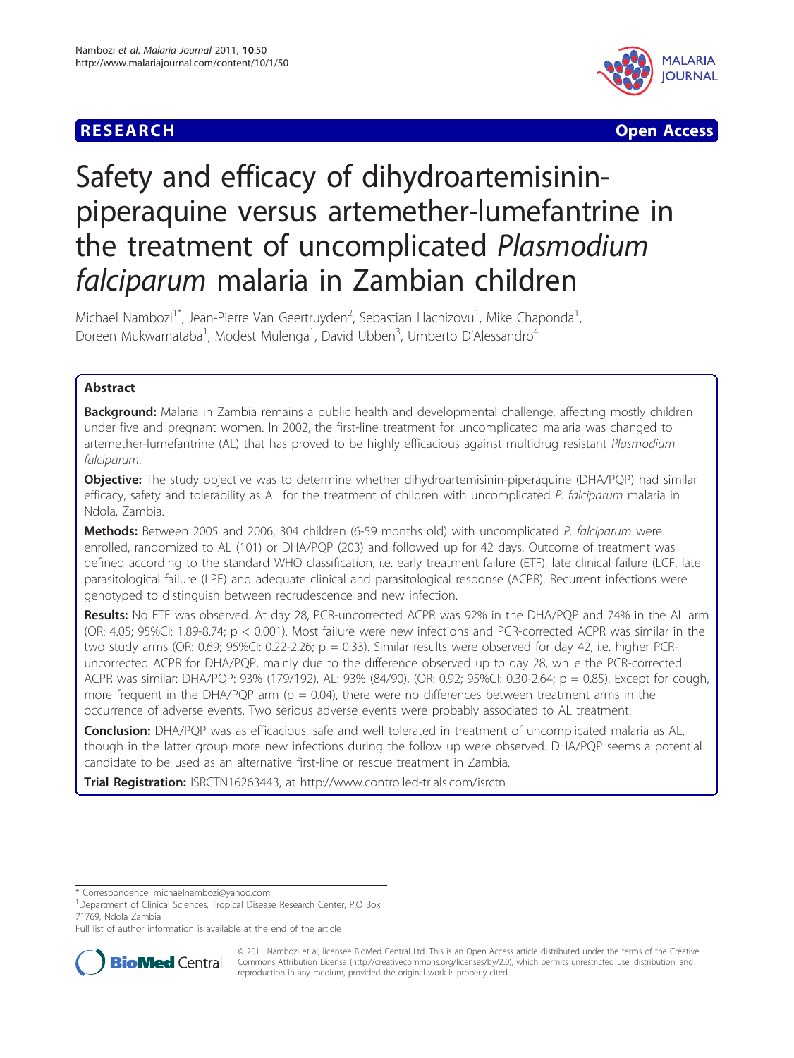RESEARCH Open Access

# Safety and efficacy of dihydroartemisinin-piperaquine versus artemether-lumefantrine in the treatment of uncomplicated *Plasmodium falciparum* malaria in Zambian children

Michael Nambozi[1*], Jean-Pierre Van Geertruyden[2], Sebastian Hachizovu[1], Mike Chaponda[1], Doreen Mukwamataba[1], Modest Mulenga[1], David Ubben[3], Umberto D'Alessandro[4]

## Abstract

**Background:** Malaria in Zambia remains a public health and developmental challenge, affecting mostly children under five and pregnant women. In 2002, the first-line treatment for uncomplicated malaria was changed to artemether-lumefantrine (AL) that has proved to be highly efficacious against multidrug resistant *Plasmodium falciparum*.

**Objective:** The study objective was to determine whether dihydroartemisinin-piperaquine (DHA/PQP) had similar efficacy, safety and tolerability as AL for the treatment of children with uncomplicated *P. falciparum* malaria in Ndola, Zambia.

**Methods:** Between 2005 and 2006, 304 children (6-59 months old) with uncomplicated *P. falciparum* were enrolled, randomized to AL (101) or DHA/PQP (203) and followed up for 42 days. Outcome of treatment was defined according to the standard WHO classification, i.e. early treatment failure (ETF), late clinical failure (LCF, late parasitological failure (LPF) and adequate clinical and parasitological response (ACPR). Recurrent infections were genotyped to distinguish between recrudescence and new infection.

**Results:** No ETF was observed. At day 28, PCR-uncorrected ACPR was 92% in the DHA/PQP and 74% in the AL arm (OR: 4.05; 95%CI: 1.89-8.74; p < 0.001). Most failure were new infections and PCR-corrected ACPR was similar in the two study arms (OR: 0.69; 95%CI: 0.22-2.26; p = 0.33). Similar results were observed for day 42, i.e. higher PCR-uncorrected ACPR for DHA/PQP, mainly due to the difference observed up to day 28, while the PCR-corrected ACPR was similar: DHA/PQP: 93% (179/192), AL: 93% (84/90), (OR: 0.92; 95%CI: 0.30-2.64; p = 0.85). Except for cough, more frequent in the DHA/PQP arm (p = 0.04), there were no differences between treatment arms in the occurrence of adverse events. Two serious adverse events were probably associated to AL treatment.

**Conclusion:** DHA/PQP was as efficacious, safe and well tolerated in treatment of uncomplicated malaria as AL, though in the latter group more new infections during the follow up were observed. DHA/PQP seems a potential candidate to be used as an alternative first-line or rescue treatment in Zambia.

**Trial Registration:** ISRCTN16263443, at http://www.controlled-trials.com/isrctn

* Correspondence: michaelnambozi@yahoo.com
[1]Department of Clinical Sciences, Tropical Disease Research Center, P.O Box 71769, Ndola Zambia
Full list of author information is available at the end of the article

© 2011 Nambozi et al; licensee BioMed Central Ltd. This is an Open Access article distributed under the terms of the Creative Commons Attribution License (http://creativecommons.org/licenses/by/2.0), which permits unrestricted use, distribution, and reproduction in any medium, provided the original work is properly cited.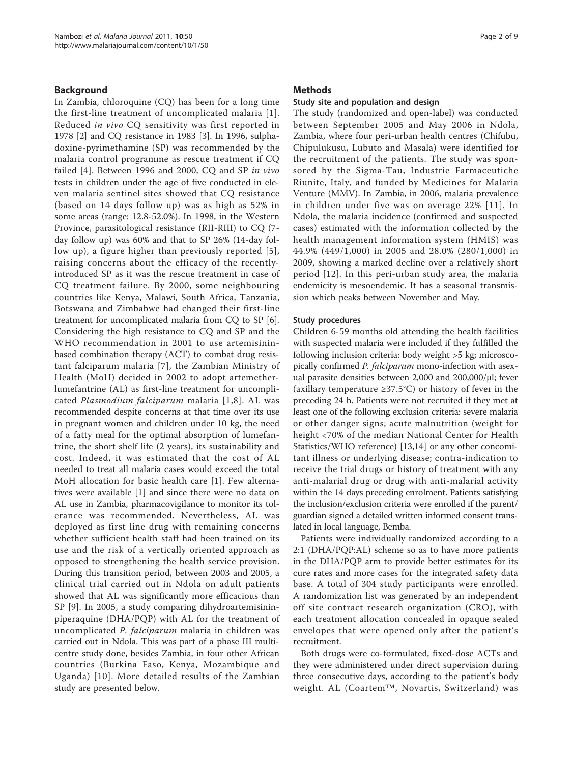## Background

In Zambia, chloroquine (CQ) has been for a long time the first-line treatment of uncomplicated malaria [1]. Reduced *in vivo* CQ sensitivity was first reported in 1978 [2] and CQ resistance in 1983 [3]. In 1996, sulphadoxine-pyrimethamine (SP) was recommended by the malaria control programme as rescue treatment if CQ failed [4]. Between 1996 and 2000, CQ and SP *in vivo* tests in children under the age of five conducted in eleven malaria sentinel sites showed that CQ resistance (based on 14 days follow up) was as high as 52% in some areas (range: 12.8-52.0%). In 1998, in the Western Province, parasitological resistance (RII-RIII) to CQ (7-day follow up) was 60% and that to SP 26% (14-day follow up), a figure higher than previously reported [5], raising concerns about the efficacy of the recently-introduced SP as it was the rescue treatment in case of CQ treatment failure. By 2000, some neighbouring countries like Kenya, Malawi, South Africa, Tanzania, Botswana and Zimbabwe had changed their first-line treatment for uncomplicated malaria from CQ to SP [6]. Considering the high resistance to CQ and SP and the WHO recommendation in 2001 to use artemisinin-based combination therapy (ACT) to combat drug resistant falciparum malaria [7], the Zambian Ministry of Health (MoH) decided in 2002 to adopt artemether-lumefantrine (AL) as first-line treatment for uncomplicated *Plasmodium falciparum* malaria [1,8]. AL was recommended despite concerns at that time over its use in pregnant women and children under 10 kg, the need of a fatty meal for the optimal absorption of lumefantrine, the short shelf life (2 years), its sustainability and cost. Indeed, it was estimated that the cost of AL needed to treat all malaria cases would exceed the total MoH allocation for basic health care [1]. Few alternatives were available [1] and since there were no data on AL use in Zambia, pharmacovigilance to monitor its tolerance was recommended. Nevertheless, AL was deployed as first line drug with remaining concerns whether sufficient health staff had been trained on its use and the risk of a vertically oriented approach as opposed to strengthening the health service provision. During this transition period, between 2003 and 2005, a clinical trial carried out in Ndola on adult patients showed that AL was significantly more efficacious than SP [9]. In 2005, a study comparing dihydroartemisinin-piperaquine (DHA/PQP) with AL for the treatment of uncomplicated *P. falciparum* malaria in children was carried out in Ndola. This was part of a phase III multicentre study done, besides Zambia, in four other African countries (Burkina Faso, Kenya, Mozambique and Uganda) [10]. More detailed results of the Zambian study are presented below.

## Methods

### Study site and population and design

The study (randomized and open-label) was conducted between September 2005 and May 2006 in Ndola, Zambia, where four peri-urban health centres (Chifubu, Chipulukusu, Lubuto and Masala) were identified for the recruitment of the patients. The study was sponsored by the Sigma-Tau, Industrie Farmaceutiche Riunite, Italy, and funded by Medicines for Malaria Venture (MMV). In Zambia, in 2006, malaria prevalence in children under five was on average 22% [11]. In Ndola, the malaria incidence (confirmed and suspected cases) estimated with the information collected by the health management information system (HMIS) was 44.9% (449/1,000) in 2005 and 28.0% (280/1,000) in 2009, showing a marked decline over a relatively short period [12]. In this peri-urban study area, the malaria endemicity is mesoendemic. It has a seasonal transmission which peaks between November and May.

### Study procedures

Children 6-59 months old attending the health facilities with suspected malaria were included if they fulfilled the following inclusion criteria: body weight >5 kg; microscopically confirmed *P. falciparum* mono-infection with asexual parasite densities between 2,000 and 200,000/μl; fever (axillary temperature ≥37.5°C) or history of fever in the preceding 24 h. Patients were not recruited if they met at least one of the following exclusion criteria: severe malaria or other danger signs; acute malnutrition (weight for height <70% of the median National Center for Health Statistics/WHO reference) [13,14] or any other concomitant illness or underlying disease; contra-indication to receive the trial drugs or history of treatment with any anti-malarial drug or drug with anti-malarial activity within the 14 days preceding enrolment. Patients satisfying the inclusion/exclusion criteria were enrolled if the parent/guardian signed a detailed written informed consent translated in local language, Bemba.

Patients were individually randomized according to a 2:1 (DHA/PQP:AL) scheme so as to have more patients in the DHA/PQP arm to provide better estimates for its cure rates and more cases for the integrated safety data base. A total of 304 study participants were enrolled. A randomization list was generated by an independent off site contract research organization (CRO), with each treatment allocation concealed in opaque sealed envelopes that were opened only after the patient's recruitment.

Both drugs were co-formulated, fixed-dose ACTs and they were administered under direct supervision during three consecutive days, according to the patient's body weight. AL (Coartem™, Novartis, Switzerland) was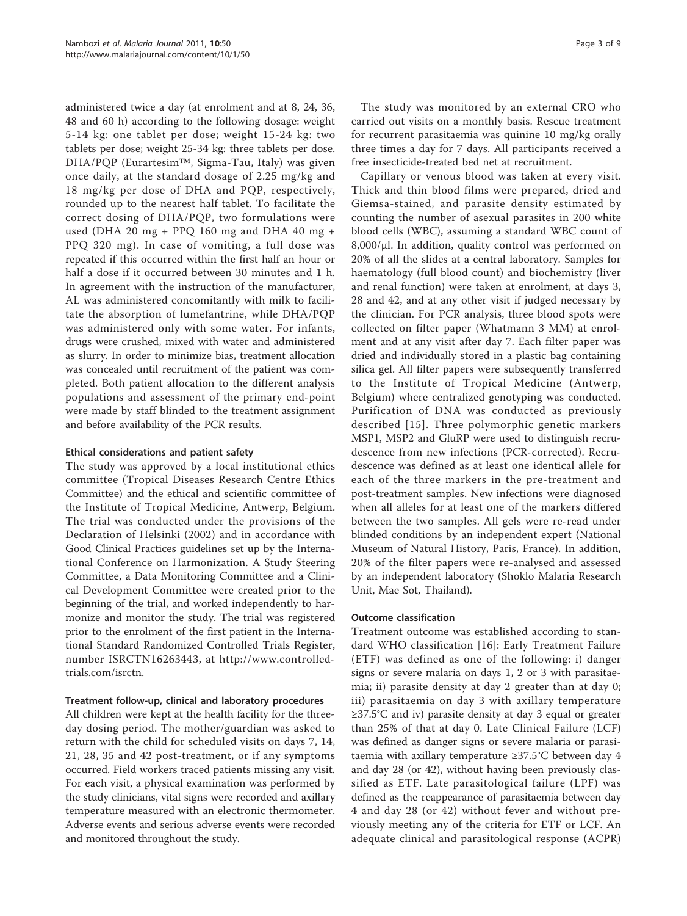administered twice a day (at enrolment and at 8, 24, 36, 48 and 60 h) according to the following dosage: weight 5-14 kg: one tablet per dose; weight 15-24 kg: two tablets per dose; weight 25-34 kg: three tablets per dose. DHA/PQP (Eurartesim™, Sigma-Tau, Italy) was given once daily, at the standard dosage of 2.25 mg/kg and 18 mg/kg per dose of DHA and PQP, respectively, rounded up to the nearest half tablet. To facilitate the correct dosing of DHA/PQP, two formulations were used (DHA 20 mg + PPQ 160 mg and DHA 40 mg + PPQ 320 mg). In case of vomiting, a full dose was repeated if this occurred within the first half an hour or half a dose if it occurred between 30 minutes and 1 h. In agreement with the instruction of the manufacturer, AL was administered concomitantly with milk to facilitate the absorption of lumefantrine, while DHA/PQP was administered only with some water. For infants, drugs were crushed, mixed with water and administered as slurry. In order to minimize bias, treatment allocation was concealed until recruitment of the patient was completed. Both patient allocation to the different analysis populations and assessment of the primary end-point were made by staff blinded to the treatment assignment and before availability of the PCR results.

#### Ethical considerations and patient safety

The study was approved by a local institutional ethics committee (Tropical Diseases Research Centre Ethics Committee) and the ethical and scientific committee of the Institute of Tropical Medicine, Antwerp, Belgium. The trial was conducted under the provisions of the Declaration of Helsinki (2002) and in accordance with Good Clinical Practices guidelines set up by the International Conference on Harmonization. A Study Steering Committee, a Data Monitoring Committee and a Clinical Development Committee were created prior to the beginning of the trial, and worked independently to harmonize and monitor the study. The trial was registered prior to the enrolment of the first patient in the International Standard Randomized Controlled Trials Register, number ISRCTN16263443, at http://www.controlled-trials.com/isrctn.

#### Treatment follow-up, clinical and laboratory procedures

All children were kept at the health facility for the three-day dosing period. The mother/guardian was asked to return with the child for scheduled visits on days 7, 14, 21, 28, 35 and 42 post-treatment, or if any symptoms occurred. Field workers traced patients missing any visit. For each visit, a physical examination was performed by the study clinicians, vital signs were recorded and axillary temperature measured with an electronic thermometer. Adverse events and serious adverse events were recorded and monitored throughout the study.

The study was monitored by an external CRO who carried out visits on a monthly basis. Rescue treatment for recurrent parasitaemia was quinine 10 mg/kg orally three times a day for 7 days. All participants received a free insecticide-treated bed net at recruitment.

Capillary or venous blood was taken at every visit. Thick and thin blood films were prepared, dried and Giemsa-stained, and parasite density estimated by counting the number of asexual parasites in 200 white blood cells (WBC), assuming a standard WBC count of 8,000/μl. In addition, quality control was performed on 20% of all the slides at a central laboratory. Samples for haematology (full blood count) and biochemistry (liver and renal function) were taken at enrolment, at days 3, 28 and 42, and at any other visit if judged necessary by the clinician. For PCR analysis, three blood spots were collected on filter paper (Whatmann 3 MM) at enrolment and at any visit after day 7. Each filter paper was dried and individually stored in a plastic bag containing silica gel. All filter papers were subsequently transferred to the Institute of Tropical Medicine (Antwerp, Belgium) where centralized genotyping was conducted. Purification of DNA was conducted as previously described [15]. Three polymorphic genetic markers MSP1, MSP2 and GluRP were used to distinguish recrudescence from new infections (PCR-corrected). Recrudescence was defined as at least one identical allele for each of the three markers in the pre-treatment and post-treatment samples. New infections were diagnosed when all alleles for at least one of the markers differed between the two samples. All gels were re-read under blinded conditions by an independent expert (National Museum of Natural History, Paris, France). In addition, 20% of the filter papers were re-analysed and assessed by an independent laboratory (Shoklo Malaria Research Unit, Mae Sot, Thailand).

#### Outcome classification

Treatment outcome was established according to standard WHO classification [16]: Early Treatment Failure (ETF) was defined as one of the following: i) danger signs or severe malaria on days 1, 2 or 3 with parasitaemia; ii) parasite density at day 2 greater than at day 0; iii) parasitaemia on day 3 with axillary temperature ≥37.5°C and iv) parasite density at day 3 equal or greater than 25% of that at day 0. Late Clinical Failure (LCF) was defined as danger signs or severe malaria or parasitaemia with axillary temperature ≥37.5°C between day 4 and day 28 (or 42), without having been previously classified as ETF. Late parasitological failure (LPF) was defined as the reappearance of parasitaemia between day 4 and day 28 (or 42) without fever and without previously meeting any of the criteria for ETF or LCF. An adequate clinical and parasitological response (ACPR)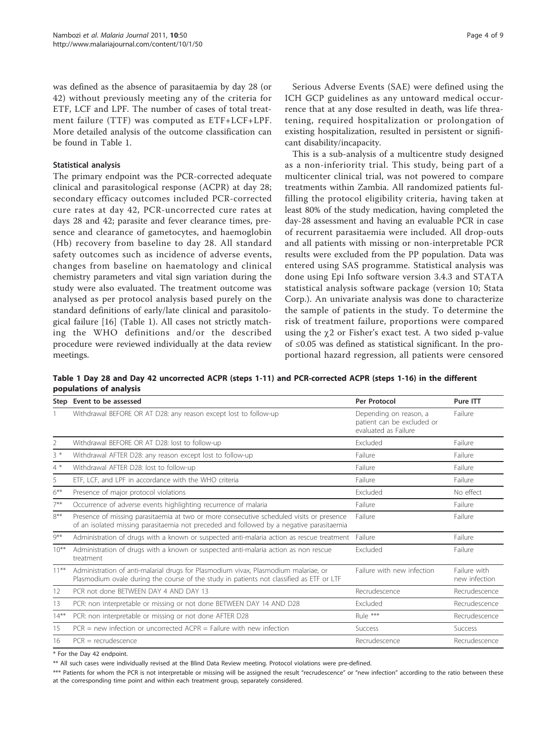was defined as the absence of parasitaemia by day 28 (or 42) without previously meeting any of the criteria for ETF, LCF and LPF. The number of cases of total treatment failure (TTF) was computed as ETF+LCF+LPF. More detailed analysis of the outcome classification can be found in Table 1.

### Statistical analysis

The primary endpoint was the PCR-corrected adequate clinical and parasitological response (ACPR) at day 28; secondary efficacy outcomes included PCR-corrected cure rates at day 42, PCR-uncorrected cure rates at days 28 and 42; parasite and fever clearance times, presence and clearance of gametocytes, and haemoglobin (Hb) recovery from baseline to day 28. All standard safety outcomes such as incidence of adverse events, changes from baseline on haematology and clinical chemistry parameters and vital sign variation during the study were also evaluated. The treatment outcome was analysed as per protocol analysis based purely on the standard definitions of early/late clinical and parasitological failure [16] (Table 1). All cases not strictly matching the WHO definitions and/or the described procedure were reviewed individually at the data review meetings.

Serious Adverse Events (SAE) were defined using the ICH GCP guidelines as any untoward medical occurrence that at any dose resulted in death, was life threatening, required hospitalization or prolongation of existing hospitalization, resulted in persistent or significant disability/incapacity.

This is a sub-analysis of a multicentre study designed as a non-inferiority trial. This study, being part of a multicenter clinical trial, was not powered to compare treatments within Zambia. All randomized patients fulfilling the protocol eligibility criteria, having taken at least 80% of the study medication, having completed the day-28 assessment and having an evaluable PCR in case of recurrent parasitaemia were included. All drop-outs and all patients with missing or non-interpretable PCR results were excluded from the PP population. Data was entered using SAS programme. Statistical analysis was done using Epi Info software version 3.4.3 and STATA statistical analysis software package (version 10; Stata Corp.). An univariate analysis was done to characterize the sample of patients in the study. To determine the risk of treatment failure, proportions were compared using the $\chi2$ or Fisher's exact test. A two sided p-value of $\leq 0.05$ was defined as statistical significant. In the proportional hazard regression, all patients were censored

**Table 1 Day 28 and Day 42 uncorrected ACPR (steps 1-11) and PCR-corrected ACPR (steps 1-16) in the different populations of analysis**

| Step | Event to be assessed | Per Protocol | Pure ITT |
|---|---|---|---|
| 1 | Withdrawal BEFORE OR AT D28: any reason except lost to follow-up | Depending on reason, a patient can be excluded or evaluated as Failure | Failure |
| 2 | Withdrawal BEFORE OR AT D28: lost to follow-up | Excluded | Failure |
| 3 * | Withdrawal AFTER D28: any reason except lost to follow-up | Failure | Failure |
| 4 * | Withdrawal AFTER D28: lost to follow-up | Failure | Failure |
| 5 | ETF, LCF, and LPF in accordance with the WHO criteria | Failure | Failure |
| 6** | Presence of major protocol violations | Excluded | No effect |
| 7** | Occurrence of adverse events highlighting recurrence of malaria | Failure | Failure |
| 8** | Presence of missing parasitaemia at two or more consecutive scheduled visits or presence of an isolated missing parasitaemia not preceded and followed by a negative parasitaemia | Failure | Failure |
| 9** | Administration of drugs with a known or suspected anti-malaria action as rescue treatment | Failure | Failure |
| 10** | Administration of drugs with a known or suspected anti-malaria action as non rescue treatment | Excluded | Failure |
| 11** | Administration of anti-malarial drugs for Plasmodium vivax, Plasmodium malariae, or Plasmodium ovale during the course of the study in patients not classified as ETF or LTF | Failure with new infection | Failure with new infection |
| 12 | PCR not done BETWEEN DAY 4 AND DAY 13 | Recrudescence | Recrudescence |
| 13 | PCR: non interpretable or missing or not done BETWEEN DAY 14 AND D28 | Excluded | Recrudescence |
| 14** | PCR: non interpretable or missing or not done AFTER D28 | Rule *** | Recrudescence |
| 15 | PCR = new infection or uncorrected ACPR = Failure with new infection | Success | Success |
| 16 | PCR = recrudescence | Recrudescence | Recrudescence |

\* For the Day 42 endpoint.

\*\* All such cases were individually revised at the Blind Data Review meeting. Protocol violations were pre-defined.

\*\*\* Patients for whom the PCR is not interpretable or missing will be assigned the result "recrudescence" or "new infection" according to the ratio between these at the corresponding time point and within each treatment group, separately considered.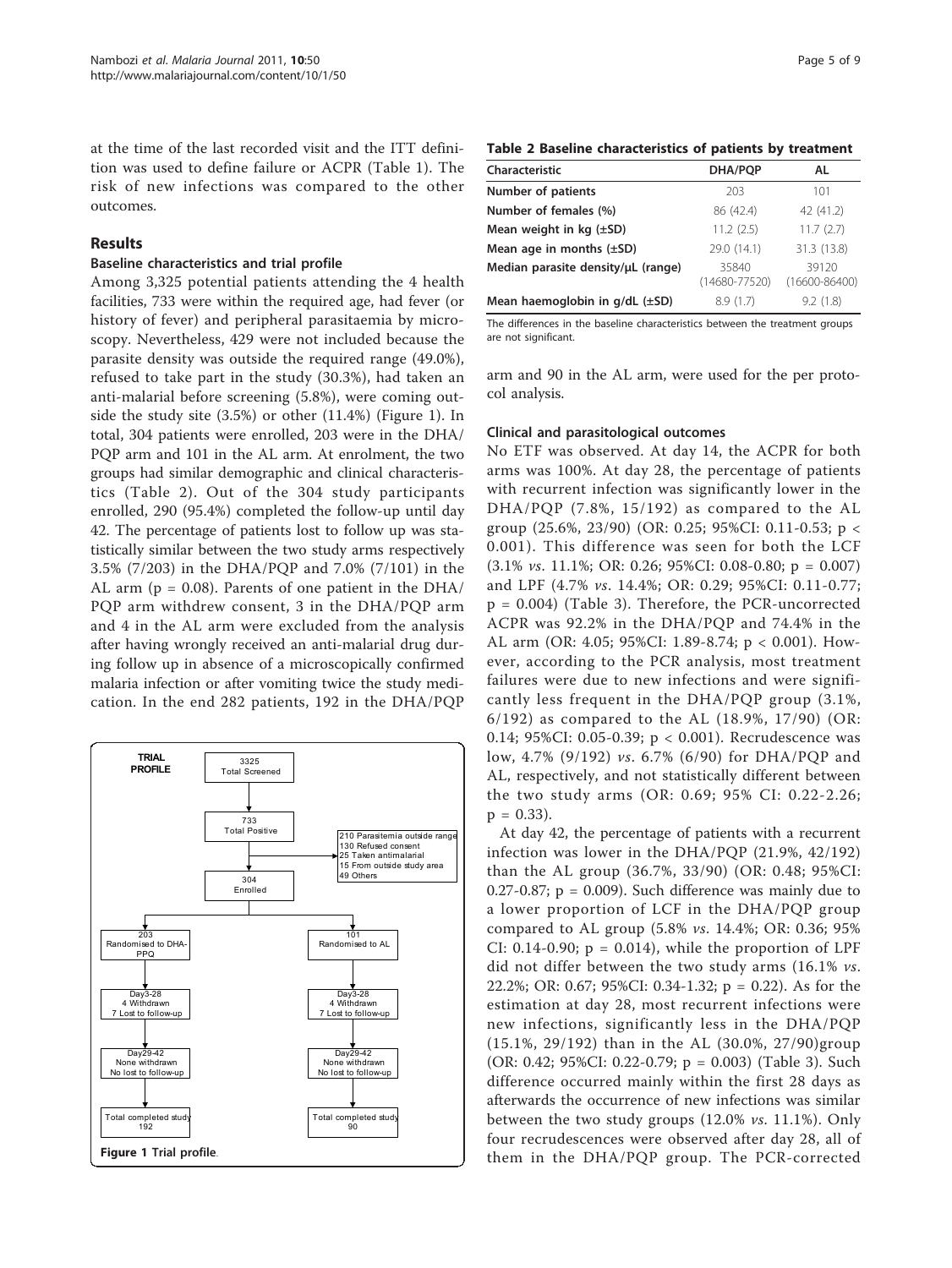at the time of the last recorded visit and the ITT definition was used to define failure or ACPR (Table 1). The risk of new infections was compared to the other outcomes.

## Results

### Baseline characteristics and trial profile

Among 3,325 potential patients attending the 4 health facilities, 733 were within the required age, had fever (or history of fever) and peripheral parasitaemia by microscopy. Nevertheless, 429 were not included because the parasite density was outside the required range (49.0%), refused to take part in the study (30.3%), had taken an anti-malarial before screening (5.8%), were coming outside the study site (3.5%) or other (11.4%) (Figure 1). In total, 304 patients were enrolled, 203 were in the DHA/PQP arm and 101 in the AL arm. At enrolment, the two groups had similar demographic and clinical characteristics (Table 2). Out of the 304 study participants enrolled, 290 (95.4%) completed the follow-up until day 42. The percentage of patients lost to follow up was statistically similar between the two study arms respectively 3.5% (7/203) in the DHA/PQP and 7.0% (7/101) in the AL arm ($p = 0.08$). Parents of one patient in the DHA/PQP arm withdrew consent, 3 in the DHA/PQP arm and 4 in the AL arm were excluded from the analysis after having wrongly received an anti-malarial drug during follow up in absence of a microscopically confirmed malaria infection or after vomiting twice the study medication. In the end 282 patients, 192 in the DHA/PQP arm and 90 in the AL arm, were used for the per protocol analysis.

Figure 1 Trial profile.

**Table 2 Baseline characteristics of patients by treatment**

| Characteristic | DHA/PQP | AL |
|---|---|---|
| **Number of patients** | 203 | 101 |
| **Number of females (%)** | 86 (42.4) | 42 (41.2) |
| **Mean weight in kg (±SD)** | 11.2 (2.5) | 11.7 (2.7) |
| **Mean age in months (±SD)** | 29.0 (14.1) | 31.3 (13.8) |
| **Median parasite density/μL (range)** | 35840 (14680-77520) | 39120 (16600-86400) |
| **Mean haemoglobin in g/dL (±SD)** | 8.9 (1.7) | 9.2 (1.8) |

The differences in the baseline characteristics between the treatment groups are not significant.

### Clinical and parasitological outcomes

No ETF was observed. At day 14, the ACPR for both arms was 100%. At day 28, the percentage of patients with recurrent infection was significantly lower in the DHA/PQP (7.8%, 15/192) as compared to the AL group (25.6%, 23/90) (OR: 0.25; 95%CI: 0.11-0.53; $p < 0.001$). This difference was seen for both the LCF (3.1% *vs.* 11.1%; OR: 0.26; 95%CI: 0.08-0.80; $p = 0.007$) and LPF (4.7% *vs.* 14.4%; OR: 0.29; 95%CI: 0.11-0.77; $p = 0.004$) (Table 3). Therefore, the PCR-uncorrected ACPR was 92.2% in the DHA/PQP and 74.4% in the AL arm (OR: 4.05; 95%CI: 1.89-8.74; $p < 0.001$). However, according to the PCR analysis, most treatment failures were due to new infections and were significantly less frequent in the DHA/PQP group (3.1%, 6/192) as compared to the AL (18.9%, 17/90) (OR: 0.14; 95%CI: 0.05-0.39; $p < 0.001$). Recrudescence was low, 4.7% (9/192) *vs.* 6.7% (6/90) for DHA/PQP and AL, respectively, and not statistically different between the two study arms (OR: 0.69; 95% CI: 0.22-2.26; $p = 0.33$).

At day 42, the percentage of patients with a recurrent infection was lower in the DHA/PQP (21.9%, 42/192) than the AL group (36.7%, 33/90) (OR: 0.48; 95%CI: 0.27-0.87; $p = 0.009$). Such difference was mainly due to a lower proportion of LCF in the DHA/PQP group compared to AL group (5.8% *vs.* 14.4%; OR: 0.36; 95% CI: 0.14-0.90; $p = 0.014$), while the proportion of LPF did not differ between the two study arms (16.1% *vs.* 22.2%; OR: 0.67; 95%CI: 0.34-1.32; $p = 0.22$). As for the estimation at day 28, most recurrent infections were new infections, significantly less in the DHA/PQP (15.1%, 29/192) than in the AL (30.0%, 27/90)group (OR: 0.42; 95%CI: 0.22-0.79; $p = 0.003$) (Table 3). Such difference occurred mainly within the first 28 days as afterwards the occurrence of new infections was similar between the two study groups (12.0% *vs.* 11.1%). Only four recrudescences were observed after day 28, all of them in the DHA/PQP group. The PCR-corrected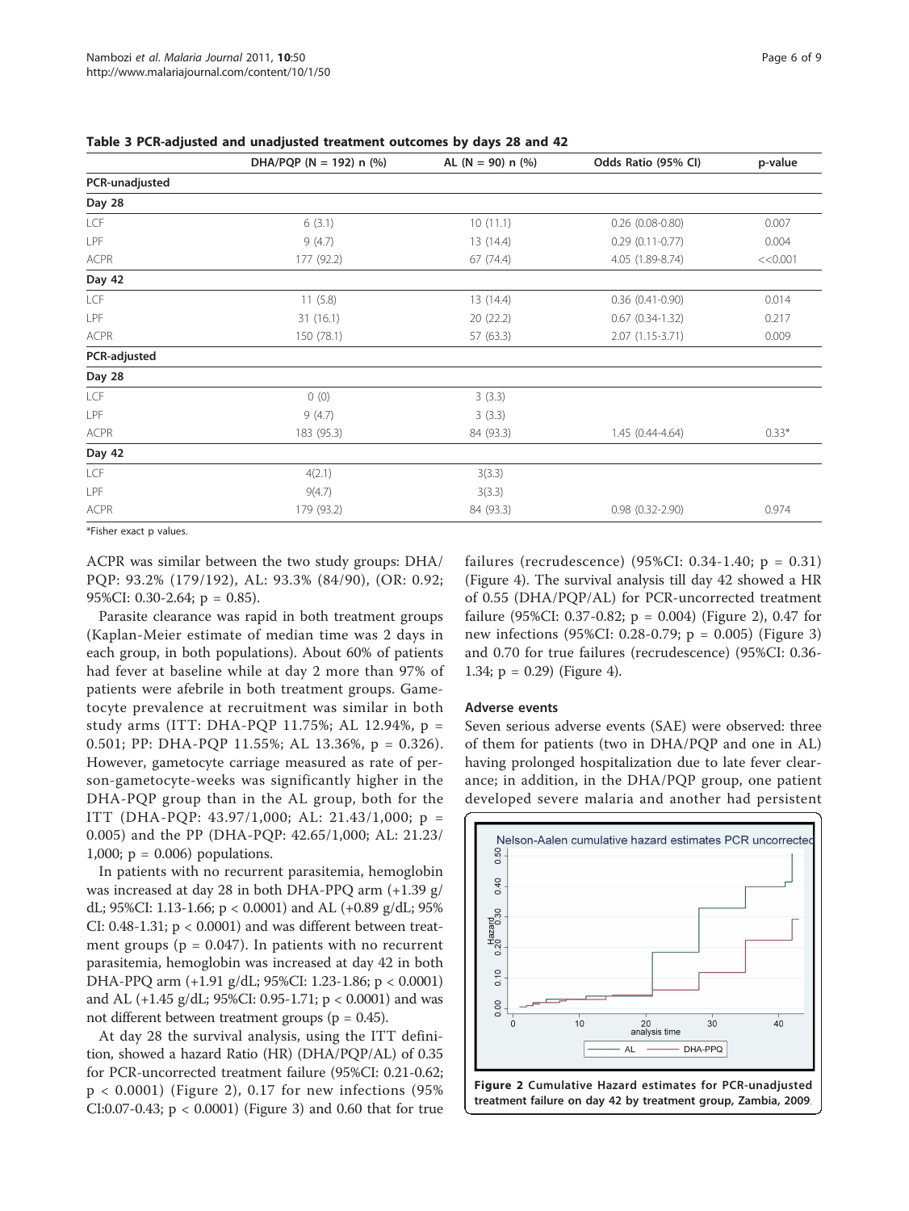**Table 3 PCR-adjusted and unadjusted treatment outcomes by days 28 and 42**

| | DHA/PQP (N = 192) n (%) | AL (N = 90) n (%) | Odds Ratio (95% CI) | p-value |
|---|---|---|---|---|
| **PCR-unadjusted** | | | | |
| **Day 28** | | | | |
| LCF | 6 (3.1) | 10 (11.1) | 0.26 (0.08-0.80) | 0.007 |
| LPF | 9 (4.7) | 13 (14.4) | 0.29 (0.11-0.77) | 0.004 |
| ACPR | 177 (92.2) | 67 (74.4) | 4.05 (1.89-8.74) | <<0.001 |
| **Day 42** | | | | |
| LCF | 11 (5.8) | 13 (14.4) | 0.36 (0.41-0.90) | 0.014 |
| LPF | 31 (16.1) | 20 (22.2) | 0.67 (0.34-1.32) | 0.217 |
| ACPR | 150 (78.1) | 57 (63.3) | 2.07 (1.15-3.71) | 0.009 |
| **PCR-adjusted** | | | | |
| **Day 28** | | | | |
| LCF | 0 (0) | 3 (3.3) | | |
| LPF | 9 (4.7) | 3 (3.3) | | |
| ACPR | 183 (95.3) | 84 (93.3) | 1.45 (0.44-4.64) | 0.33* |
| **Day 42** | | | | |
| LCF | 4(2.1) | 3(3.3) | | |
| LPF | 9(4.7) | 3(3.3) | | |
| ACPR | 179 (93.2) | 84 (93.3) | 0.98 (0.32-2.90) | 0.974 |

*Fisher exact p values.

ACPR was similar between the two study groups: DHA/PQP: 93.2% (179/192), AL: 93.3% (84/90), (OR: 0.92; 95%CI: 0.30-2.64; $p = 0.85$).

Parasite clearance was rapid in both treatment groups (Kaplan-Meier estimate of median time was 2 days in each group, in both populations). About 60% of patients had fever at baseline while at day 2 more than 97% of patients were afebrile in both treatment groups. Gametocyte prevalence at recruitment was similar in both study arms (ITT: DHA-PQP 11.75%; AL 12.94%, $p = 0.501$; PP: DHA-PQP 11.55%; AL 13.36%, $p = 0.326$). However, gametocyte carriage measured as rate of person-gametocyte-weeks was significantly higher in the DHA-PQP group than in the AL group, both for the ITT (DHA-PQP: 43.97/1,000; AL: 21.43/1,000; $p = 0.005$) and the PP (DHA-PQP: 42.65/1,000; AL: 21.23/1,000; $p = 0.006$) populations.

In patients with no recurrent parasitemia, hemoglobin was increased at day 28 in both DHA-PPQ arm (+1.39 g/dL; 95%CI: 1.13-1.66; $p < 0.0001$) and AL (+0.89 g/dL; 95% CI: 0.48-1.31; $p < 0.0001$) and was different between treatment groups ($p = 0.047$). In patients with no recurrent parasitemia, hemoglobin was increased at day 42 in both DHA-PPQ arm (+1.91 g/dL; 95%CI: 1.23-1.86; $p < 0.0001$) and AL (+1.45 g/dL; 95%CI: 0.95-1.71; $p < 0.0001$) and was not different between treatment groups ($p = 0.45$).

At day 28 the survival analysis, using the ITT definition, showed a hazard Ratio (HR) (DHA/PQP/AL) of 0.35 for PCR-uncorrected treatment failure (95%CI: 0.21-0.62; $p < 0.0001$) (Figure 2), 0.17 for new infections (95% CI:0.07-0.43; $p < 0.0001$) (Figure 3) and 0.60 that for true failures (recrudescence) (95%CI: 0.34-1.40; $p = 0.31$) (Figure 4). The survival analysis till day 42 showed a HR of 0.55 (DHA/PQP/AL) for PCR-uncorrected treatment failure (95%CI: 0.37-0.82; $p = 0.004$) (Figure 2), 0.47 for new infections (95%CI: 0.28-0.79; $p = 0.005$) (Figure 3) and 0.70 for true failures (recrudescence) (95%CI: 0.36-1.34; $p = 0.29$) (Figure 4).

### Adverse events

Seven serious adverse events (SAE) were observed: three of them for patients (two in DHA/PQP and one in AL) having prolonged hospitalization due to late fever clearance; in addition, in the DHA/PQP group, one patient developed severe malaria and another had persistent

**Figure 2 Cumulative Hazard estimates for PCR-unadjusted treatment failure on day 42 by treatment group, Zambia, 2009.**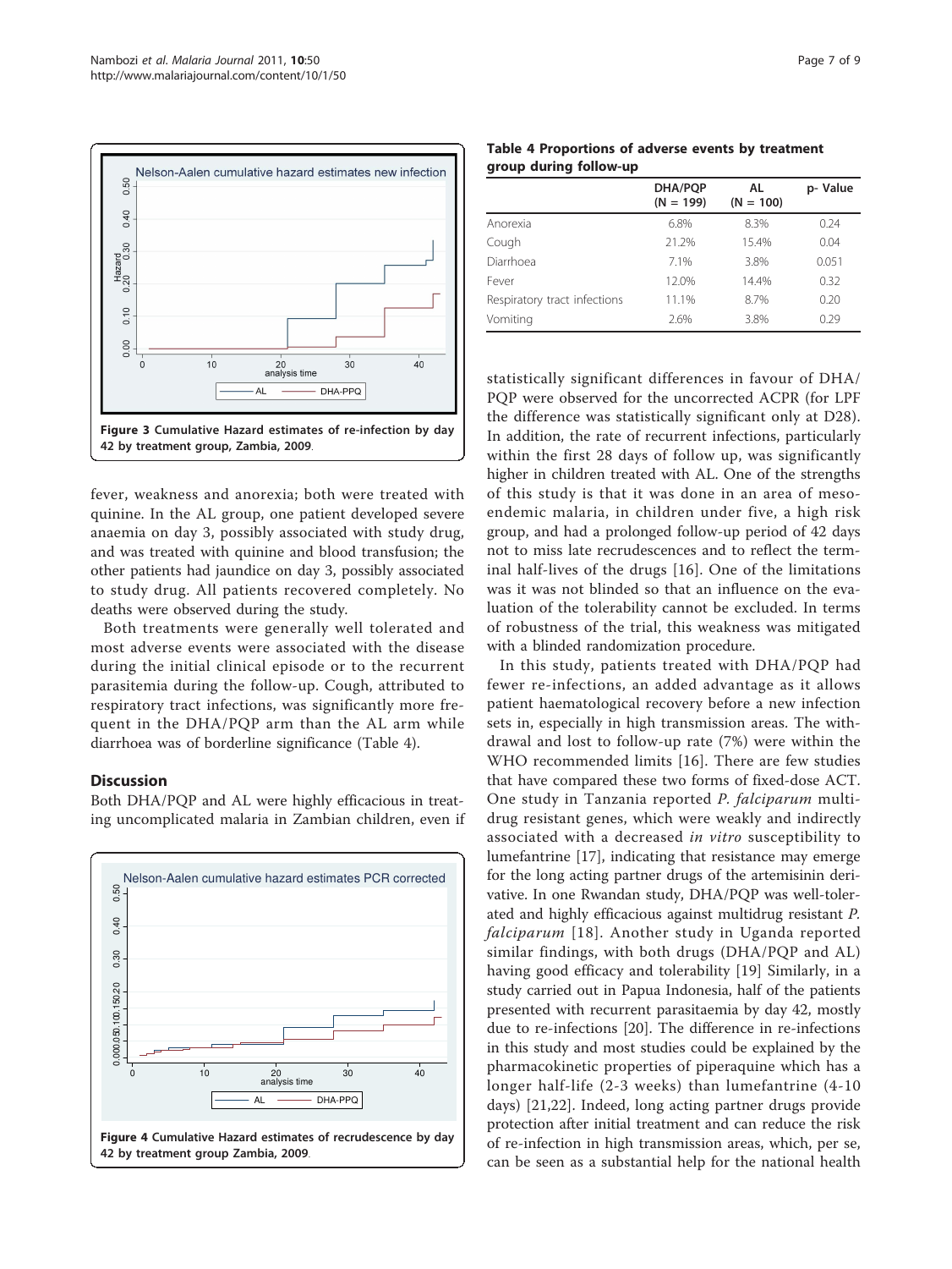Figure 3 Cumulative Hazard estimates of re-infection by day 42 by treatment group, Zambia, 2009.

fever, weakness and anorexia; both were treated with quinine. In the AL group, one patient developed severe anaemia on day 3, possibly associated with study drug, and was treated with quinine and blood transfusion; the other patients had jaundice on day 3, possibly associated to study drug. All patients recovered completely. No deaths were observed during the study.

Both treatments were generally well tolerated and most adverse events were associated with the disease during the initial clinical episode or to the recurrent parasitemia during the follow-up. Cough, attributed to respiratory tract infections, was significantly more frequent in the DHA/PQP arm than the AL arm while diarrhoea was of borderline significance (Table 4).

## Discussion

Both DHA/PQP and AL were highly efficacious in treating uncomplicated malaria in Zambian children, even if statistically significant differences in favour of DHA/PQP were observed for the uncorrected ACPR (for LPF the difference was statistically significant only at D28). In addition, the rate of recurrent infections, particularly within the first 28 days of follow up, was significantly higher in children treated with AL. One of the strengths of this study is that it was done in an area of meso-endemic malaria, in children under five, a high risk group, and had a prolonged follow-up period of 42 days not to miss late recrudescences and to reflect the terminal half-lives of the drugs [16]. One of the limitations was it was not blinded so that an influence on the evaluation of the tolerability cannot be excluded. In terms of robustness of the trial, this weakness was mitigated with a blinded randomization procedure.

Figure 4 Cumulative Hazard estimates of recrudescence by day 42 by treatment group Zambia, 2009.

**Table 4 Proportions of adverse events by treatment group during follow-up**

| | DHA/PQP (N = 199) | AL (N = 100) | p- Value |
|---|---|---|---|
| Anorexia | 6.8% | 8.3% | 0.24 |
| Cough | 21.2% | 15.4% | 0.04 |
| Diarrhoea | 7.1% | 3.8% | 0.051 |
| Fever | 12.0% | 14.4% | 0.32 |
| Respiratory tract infections | 11.1% | 8.7% | 0.20 |
| Vomiting | 2.6% | 3.8% | 0.29 |

In this study, patients treated with DHA/PQP had fewer re-infections, an added advantage as it allows patient haematological recovery before a new infection sets in, especially in high transmission areas. The withdrawal and lost to follow-up rate (7%) were within the WHO recommended limits [16]. There are few studies that have compared these two forms of fixed-dose ACT. One study in Tanzania reported *P. falciparum* multidrug resistant genes, which were weakly and indirectly associated with a decreased *in vitro* susceptibility to lumefantrine [17], indicating that resistance may emerge for the long acting partner drugs of the artemisinin derivative. In one Rwandan study, DHA/PQP was well-tolerated and highly efficacious against multidrug resistant *P. falciparum* [18]. Another study in Uganda reported similar findings, with both drugs (DHA/PQP and AL) having good efficacy and tolerability [19] Similarly, in a study carried out in Papua Indonesia, half of the patients presented with recurrent parasitaemia by day 42, mostly due to re-infections [20]. The difference in re-infections in this study and most studies could be explained by the pharmacokinetic properties of piperaquine which has a longer half-life (2-3 weeks) than lumefantrine (4-10 days) [21,22]. Indeed, long acting partner drugs provide protection after initial treatment and can reduce the risk of re-infection in high transmission areas, which, per se, can be seen as a substantial help for the national health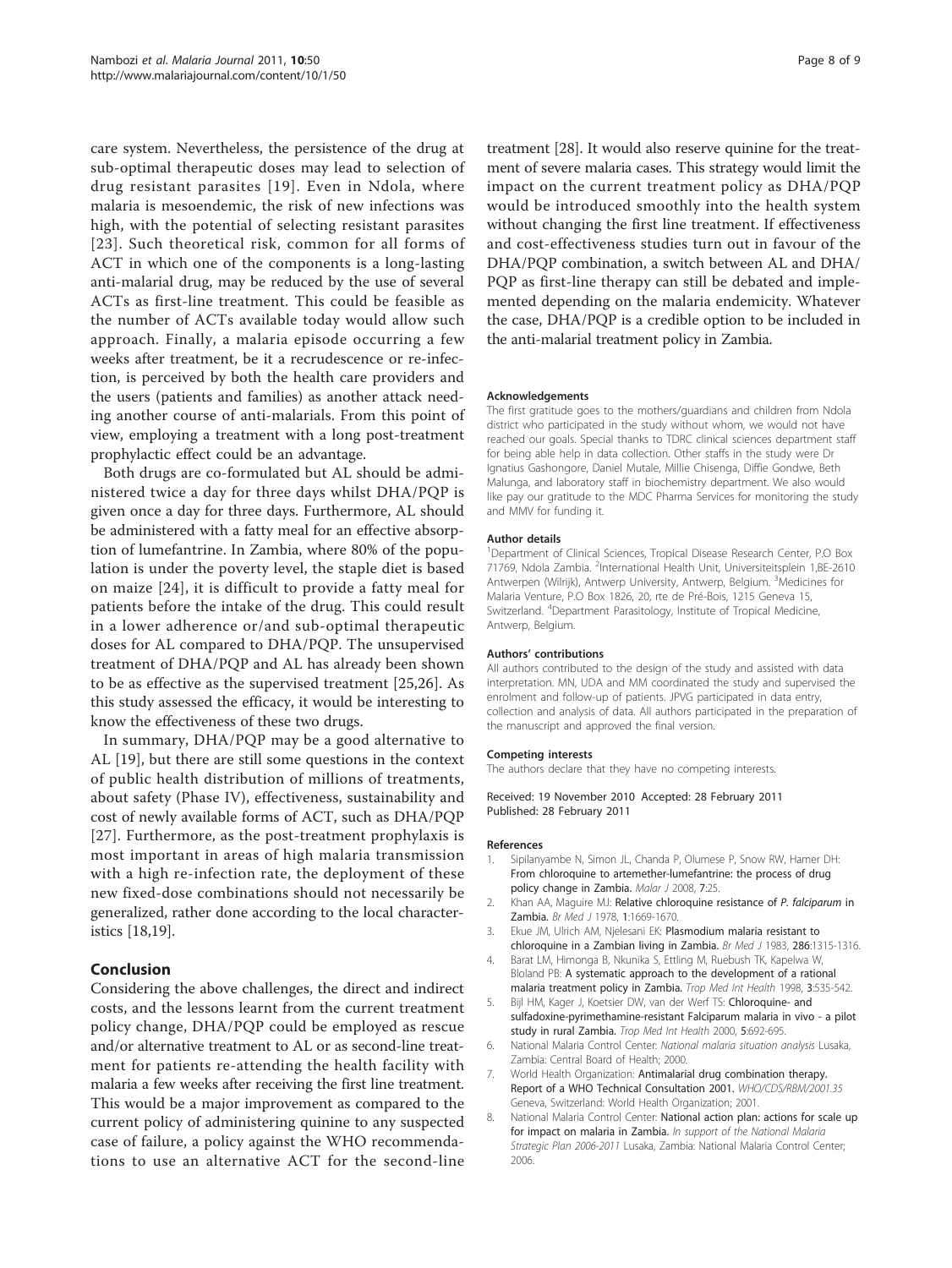care system. Nevertheless, the persistence of the drug at sub-optimal therapeutic doses may lead to selection of drug resistant parasites [19]. Even in Ndola, where malaria is mesoendemic, the risk of new infections was high, with the potential of selecting resistant parasites [23]. Such theoretical risk, common for all forms of ACT in which one of the components is a long-lasting anti-malarial drug, may be reduced by the use of several ACTs as first-line treatment. This could be feasible as the number of ACTs available today would allow such approach. Finally, a malaria episode occurring a few weeks after treatment, be it a recrudescence or re-infection, is perceived by both the health care providers and the users (patients and families) as another attack needing another course of anti-malarials. From this point of view, employing a treatment with a long post-treatment prophylactic effect could be an advantage.

Both drugs are co-formulated but AL should be administered twice a day for three days whilst DHA/PQP is given once a day for three days. Furthermore, AL should be administered with a fatty meal for an effective absorption of lumefantrine. In Zambia, where 80% of the population is under the poverty level, the staple diet is based on maize [24], it is difficult to provide a fatty meal for patients before the intake of the drug. This could result in a lower adherence or/and sub-optimal therapeutic doses for AL compared to DHA/PQP. The unsupervised treatment of DHA/PQP and AL has already been shown to be as effective as the supervised treatment [25,26]. As this study assessed the efficacy, it would be interesting to know the effectiveness of these two drugs.

In summary, DHA/PQP may be a good alternative to AL [19], but there are still some questions in the context of public health distribution of millions of treatments, about safety (Phase IV), effectiveness, sustainability and cost of newly available forms of ACT, such as DHA/PQP [27]. Furthermore, as the post-treatment prophylaxis is most important in areas of high malaria transmission with a high re-infection rate, the deployment of these new fixed-dose combinations should not necessarily be generalized, rather done according to the local characteristics [18,19].

## Conclusion

Considering the above challenges, the direct and indirect costs, and the lessons learnt from the current treatment policy change, DHA/PQP could be employed as rescue and/or alternative treatment to AL or as second-line treatment for patients re-attending the health facility with malaria a few weeks after receiving the first line treatment. This would be a major improvement as compared to the current policy of administering quinine to any suspected case of failure, a policy against the WHO recommendations to use an alternative ACT for the second-line treatment [28]. It would also reserve quinine for the treatment of severe malaria cases. This strategy would limit the impact on the current treatment policy as DHA/PQP would be introduced smoothly into the health system without changing the first line treatment. If effectiveness and cost-effectiveness studies turn out in favour of the DHA/PQP combination, a switch between AL and DHA/PQP as first-line therapy can still be debated and implemented depending on the malaria endemicity. Whatever the case, DHA/PQP is a credible option to be included in the anti-malarial treatment policy in Zambia.

#### Acknowledgements

The first gratitude goes to the mothers/guardians and children from Ndola district who participated in the study without whom, we would not have reached our goals. Special thanks to TDRC clinical sciences department staff for being able help in data collection. Other staffs in the study were Dr Ignatius Gashongore, Daniel Mutale, Millie Chisenga, Diffie Gondwe, Beth Malunga, and laboratory staff in biochemistry department. We also would like pay our gratitude to the MDC Pharma Services for monitoring the study and MMV for funding it.

#### Author details

[1]Department of Clinical Sciences, Tropical Disease Research Center, P.O Box 71769, Ndola Zambia. [2]International Health Unit, Universiteitsplein 1,BE-2610 Antwerpen (Wilrijk), Antwerp University, Antwerp, Belgium. [3]Medicines for Malaria Venture, P.O Box 1826, 20, rte de Pré-Bois, 1215 Geneva 15, Switzerland. [4]Department Parasitology, Institute of Tropical Medicine, Antwerp, Belgium.

#### Authors' contributions

All authors contributed to the design of the study and assisted with data interpretation. MN, UDA and MM coordinated the study and supervised the enrolment and follow-up of patients. JPVG participated in data entry, collection and analysis of data. All authors participated in the preparation of the manuscript and approved the final version.

#### Competing interests

The authors declare that they have no competing interests.

Received: 19 November 2010 Accepted: 28 February 2011
Published: 28 February 2011

#### References

1. Sipilanyambe N, Simon JL, Chanda P, Olumese P, Snow RW, Hamer DH: From chloroquine to artemether-lumefantrine: the process of drug policy change in Zambia. *Malar J* 2008, 7:25.
2. Khan AA, Maguire MJ: Relative chloroquine resistance of *P. falciparum* in Zambia. *Br Med J* 1978, 1:1669-1670.
3. Ekue JM, Ulrich AM, Njelesani EK: Plasmodium malaria resistant to chloroquine in a Zambian living in Zambia. *Br Med J* 1983, 286:1315-1316.
4. Barat LM, Himonga B, Nkunika S, Ettling M, Ruebush TK, Kapelwa W, Bloland PB: A systematic approach to the development of a rational malaria treatment policy in Zambia. *Trop Med Int Health* 1998, 3:535-542.
5. Bijl HM, Kager J, Koetsier DW, van der Werf TS: Chloroquine- and sulfadoxine-pyrimethamine-resistant Falciparum malaria in vivo - a pilot study in rural Zambia. *Trop Med Int Health* 2000, 5:692-695.
6. National Malaria Control Center: *National malaria situation analysis* Lusaka, Zambia: Central Board of Health; 2000.
7. World Health Organization: Antimalarial drug combination therapy. Report of a WHO Technical Consultation 2001. *WHO/CDS/RBM/2001.35* Geneva, Switzerland: World Health Organization; 2001.
8. National Malaria Control Center: National action plan: actions for scale up for impact on malaria in Zambia. *In support of the National Malaria Strategic Plan 2006-2011* Lusaka, Zambia: National Malaria Control Center; 2006.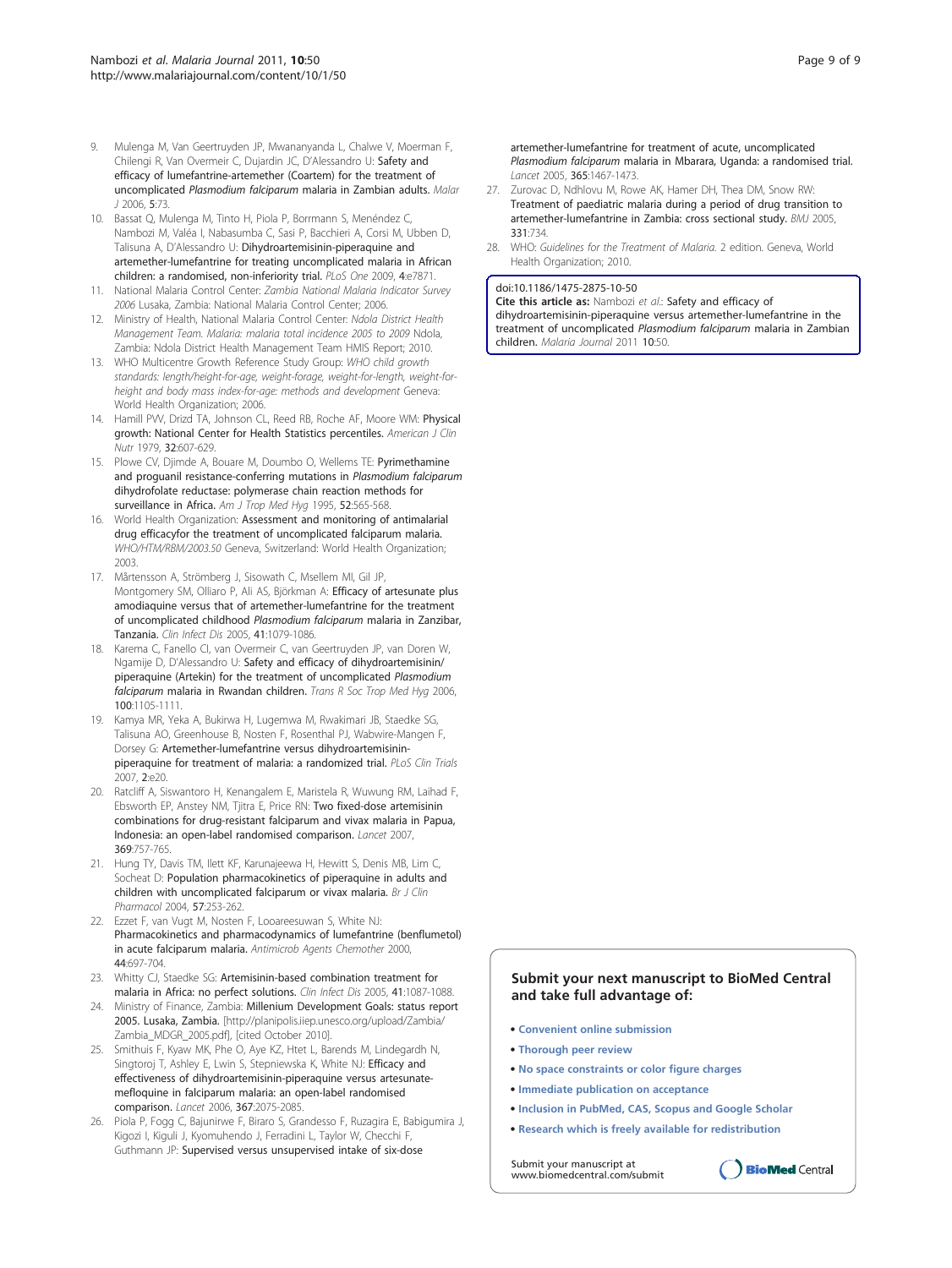9. Mulenga M, Van Geertruyden JP, Mwananyanda L, Chalwe V, Moerman F, Chilengi R, Van Overmeir C, Dujardin JC, D'Alessandro U: **Safety and efficacy of lumefantrine-artemether (Coartem) for the treatment of uncomplicated *Plasmodium falciparum* malaria in Zambian adults.** *Malar J* 2006, **5**:73.
10. Bassat Q, Mulenga M, Tinto H, Piola P, Borrmann S, Menéndez C, Nambozi M, Valéa I, Nabasumba C, Sasi P, Bacchieri A, Corsi M, Ubben D, Talisuna A, D'Alessandro U: **Dihydroartemisinin-piperaquine and artemether-lumefantrine for treating uncomplicated malaria in African children: a randomised, non-inferiority trial.** *PLoS One* 2009, **4**:e7871.
11. National Malaria Control Center: *Zambia National Malaria Indicator Survey 2006* Lusaka, Zambia: National Malaria Control Center; 2006.
12. Ministry of Health, National Malaria Control Center: *Ndola District Health Management Team. Malaria: malaria total incidence 2005 to 2009* Ndola, Zambia: Ndola District Health Management Team HMIS Report; 2010.
13. WHO Multicentre Growth Reference Study Group: *WHO child growth standards: length/height-for-age, weight-forage, weight-for-length, weight-for-height and body mass index-for-age: methods and development* Geneva: World Health Organization; 2006.
14. Hamill PW, Drizd TA, Johnson CL, Reed RB, Roche AF, Moore WM: **Physical growth: National Center for Health Statistics percentiles.** *American J Clin Nutr* 1979, **32**:607-629.
15. Plowe CV, Djimde A, Bouare M, Doumbo O, Wellems TE: **Pyrimethamine and proguanil resistance-conferring mutations in *Plasmodium falciparum* dihydrofolate reductase: polymerase chain reaction methods for surveillance in Africa.** *Am J Trop Med Hyg* 1995, **52**:565-568.
16. World Health Organization: **Assessment and monitoring of antimalarial drug efficacyfor the treatment of uncomplicated falciparum malaria.** *WHO/HTM/RBM/2003.50* Geneva, Switzerland: World Health Organization; 2003.
17. Mårtensson A, Strömberg J, Sisowath C, Msellem MI, Gil JP, Montgomery SM, Olliaro P, Ali AS, Björkman A: **Efficacy of artesunate plus amodiaquine versus that of artemether-lumefantrine for the treatment of uncomplicated childhood *Plasmodium falciparum* malaria in Zanzibar, Tanzania.** *Clin Infect Dis* 2005, **41**:1079-1086.
18. Karema C, Fanello CI, van Overmeir C, van Geertruyden JP, van Doren W, Ngamije D, D'Alessandro U: **Safety and efficacy of dihydroartemisinin/piperaquine (Artekin) for the treatment of uncomplicated *Plasmodium falciparum* malaria in Rwandan children.** *Trans R Soc Trop Med Hyg* 2006, **100**:1105-1111.
19. Kamya MR, Yeka A, Bukirwa H, Lugemwa M, Rwakimari JB, Staedke SG, Talisuna AO, Greenhouse B, Nosten F, Rosenthal PJ, Wabwire-Mangen F, Dorsey G: **Artemether-lumefantrine versus dihydroartemisinin-piperaquine for treatment of malaria: a randomized trial.** *PLoS Clin Trials* 2007, **2**:e20.
20. Ratcliff A, Siswantoro H, Kenangalem E, Maristela R, Wuwung RM, Laihad F, Ebsworth EP, Anstey NM, Tjitra E, Price RN: **Two fixed-dose artemisinin combinations for drug-resistant falciparum and vivax malaria in Papua, Indonesia: an open-label randomised comparison.** *Lancet* 2007, **369**:757-765.
21. Hung TY, Davis TM, Ilett KF, Karunajeewa H, Hewitt S, Denis MB, Lim C, Socheat D: **Population pharmacokinetics of piperaquine in adults and children with uncomplicated falciparum or vivax malaria.** *Br J Clin Pharmacol* 2004, **57**:253-262.
22. Ezzet F, van Vugt M, Nosten F, Looareesuwan S, White NJ: **Pharmacokinetics and pharmacodynamics of lumefantrine (benflumetol) in acute falciparum malaria.** *Antimicrob Agents Chemother* 2000, **44**:697-704.
23. Whitty CJ, Staedke SG: **Artemisinin-based combination treatment for malaria in Africa: no perfect solutions.** *Clin Infect Dis* 2005, **41**:1087-1088.
24. Ministry of Finance, Zambia: **Millenium Development Goals: status report 2005. Lusaka, Zambia.** [http://planipolis.iiep.unesco.org/upload/Zambia/Zambia_MDGR_2005.pdf], [cited October 2010].
25. Smithuis F, Kyaw MK, Phe O, Aye KZ, Htet L, Barends M, Lindegardh N, Singtoroj T, Ashley E, Lwin S, Stepniewska K, White NJ: **Efficacy and effectiveness of dihydroartemisinin-piperaquine versus artesunate-mefloquine in falciparum malaria: an open-label randomised comparison.** *Lancet* 2006, **367**:2075-2085.
26. Piola P, Fogg C, Bajunirwe F, Biraro S, Grandesso F, Ruzagira E, Babigumira J, Kigozi I, Kiguli J, Kyomuhendo J, Ferradini L, Taylor W, Checchi F, Guthmann JP: **Supervised versus unsupervised intake of six-dose artemether-lumefantrine for treatment of acute, uncomplicated *Plasmodium falciparum* malaria in Mbarara, Uganda: a randomised trial.** *Lancet* 2005, **365**:1467-1473.
27. Zurovac D, Ndhlovu M, Rowe AK, Hamer DH, Thea DM, Snow RW: **Treatment of paediatric malaria during a period of drug transition to artemether-lumefantrine in Zambia: cross sectional study.** *BMJ* 2005, **331**:734.
28. WHO: *Guidelines for the Treatment of Malaria.* 2 edition. Geneva, World Health Organization; 2010.

doi:10.1186/1475-2875-10-50

**Cite this article as:** Nambozi *et al.*: Safety and efficacy of dihydroartemisinin-piperaquine versus artemether-lumefantrine in the treatment of uncomplicated *Plasmodium falciparum* malaria in Zambian children. *Malaria Journal* 2011 **10**:50.

**Submit your next manuscript to BioMed Central and take full advantage of:**

- **Convenient online submission**
- **Thorough peer review**
- **No space constraints or color figure charges**
- **Immediate publication on acceptance**
- **Inclusion in PubMed, CAS, Scopus and Google Scholar**
- **Research which is freely available for redistribution**

Submit your manuscript at www.biomedcentral.com/submit

BioMed Central